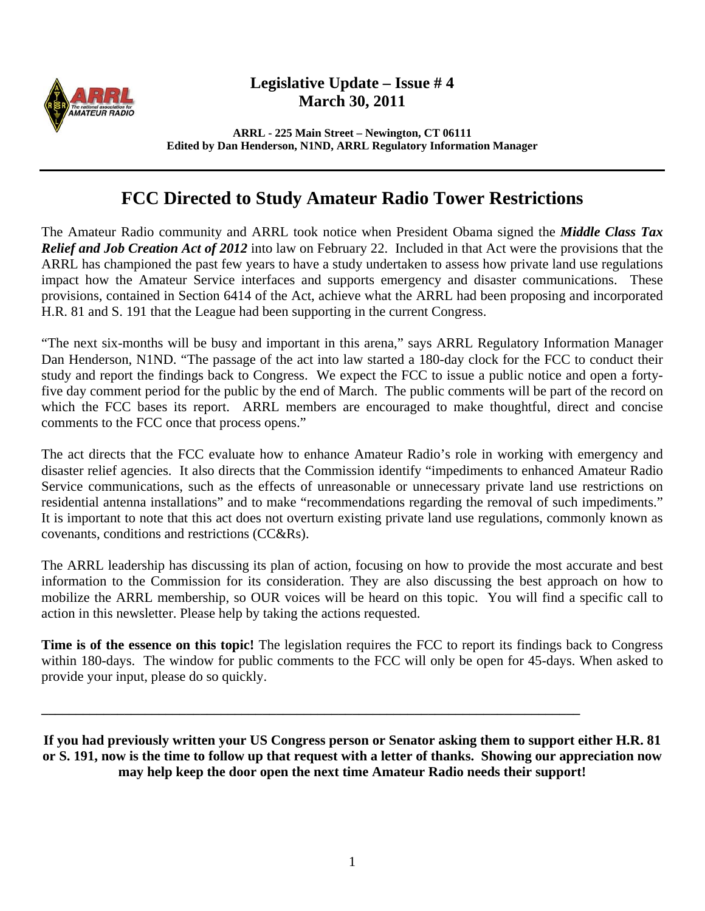**Legislative Update – Issue # 4**
**March 30, 2011**

**ARRL - 225 Main Street – Newington, CT 06111**
**Edited by Dan Henderson, N1ND, ARRL Regulatory Information Manager**

---

# FCC Directed to Study Amateur Radio Tower Restrictions

The Amateur Radio community and ARRL took notice when President Obama signed the ***Middle Class Tax Relief and Job Creation Act of 2012*** into law on February 22. Included in that Act were the provisions that the ARRL has championed the past few years to have a study undertaken to assess how private land use regulations impact how the Amateur Service interfaces and supports emergency and disaster communications. These provisions, contained in Section 6414 of the Act, achieve what the ARRL had been proposing and incorporated H.R. 81 and S. 191 that the League had been supporting in the current Congress.

"The next six-months will be busy and important in this arena," says ARRL Regulatory Information Manager Dan Henderson, N1ND. "The passage of the act into law started a 180-day clock for the FCC to conduct their study and report the findings back to Congress. We expect the FCC to issue a public notice and open a forty-five day comment period for the public by the end of March. The public comments will be part of the record on which the FCC bases its report. ARRL members are encouraged to make thoughtful, direct and concise comments to the FCC once that process opens."

The act directs that the FCC evaluate how to enhance Amateur Radio's role in working with emergency and disaster relief agencies. It also directs that the Commission identify "impediments to enhanced Amateur Radio Service communications, such as the effects of unreasonable or unnecessary private land use restrictions on residential antenna installations" and to make "recommendations regarding the removal of such impediments." It is important to note that this act does not overturn existing private land use regulations, commonly known as covenants, conditions and restrictions (CC&Rs).

The ARRL leadership has discussing its plan of action, focusing on how to provide the most accurate and best information to the Commission for its consideration. They are also discussing the best approach on how to mobilize the ARRL membership, so OUR voices will be heard on this topic. You will find a specific call to action in this newsletter. Please help by taking the actions requested.

**Time is of the essence on this topic!** The legislation requires the FCC to report its findings back to Congress within 180-days. The window for public comments to the FCC will only be open for 45-days. When asked to provide your input, please do so quickly.

---

**If you had previously written your US Congress person or Senator asking them to support either H.R. 81 or S. 191, now is the time to follow up that request with a letter of thanks. Showing our appreciation now may help keep the door open the next time Amateur Radio needs their support!**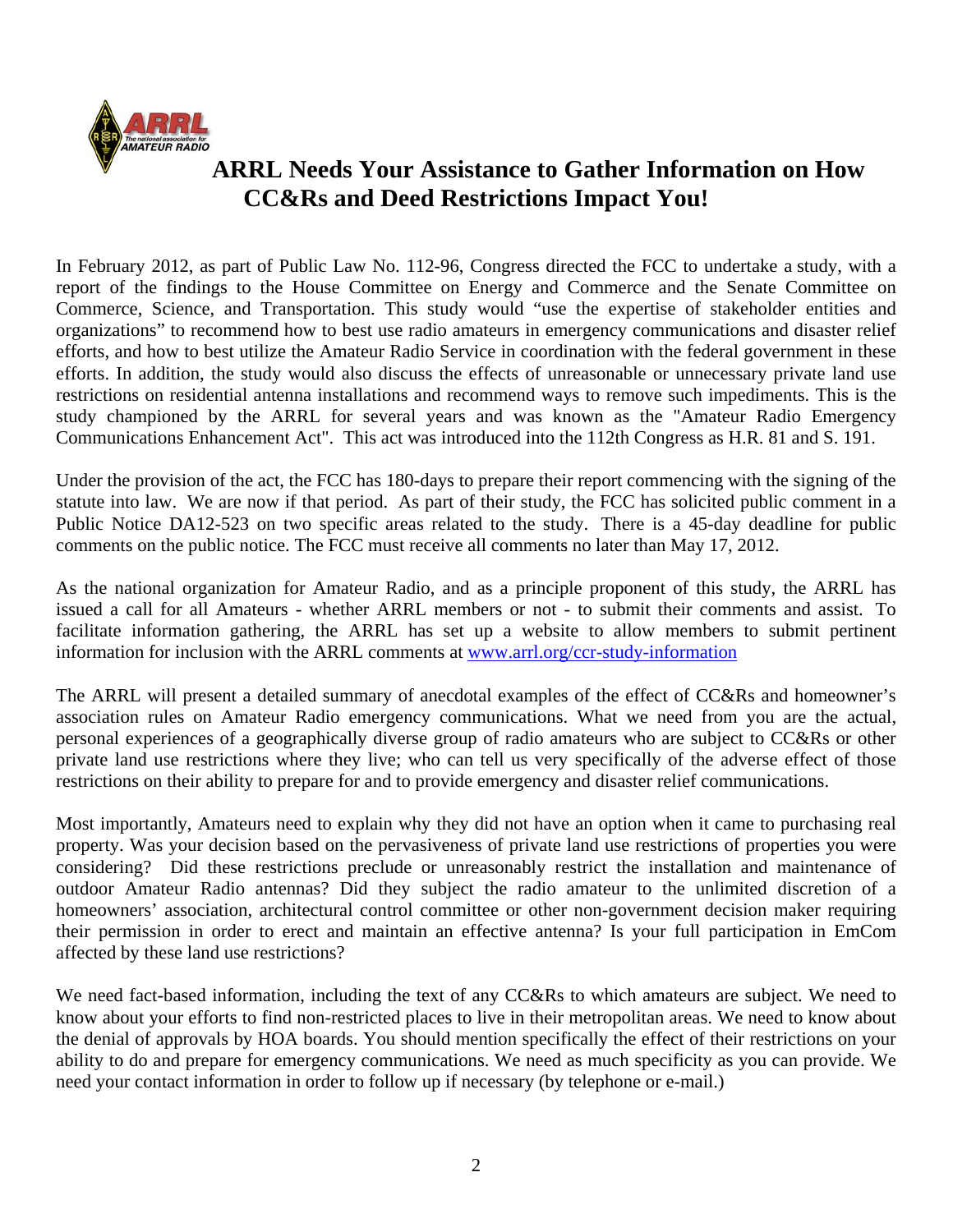# ARRL Needs Your Assistance to Gather Information on How CC&Rs and Deed Restrictions Impact You!

In February 2012, as part of Public Law No. 112-96, Congress directed the FCC to undertake a study, with a report of the findings to the House Committee on Energy and Commerce and the Senate Committee on Commerce, Science, and Transportation. This study would "use the expertise of stakeholder entities and organizations" to recommend how to best use radio amateurs in emergency communications and disaster relief efforts, and how to best utilize the Amateur Radio Service in coordination with the federal government in these efforts. In addition, the study would also discuss the effects of unreasonable or unnecessary private land use restrictions on residential antenna installations and recommend ways to remove such impediments. This is the study championed by the ARRL for several years and was known as the "Amateur Radio Emergency Communications Enhancement Act". This act was introduced into the 112th Congress as H.R. 81 and S. 191.

Under the provision of the act, the FCC has 180-days to prepare their report commencing with the signing of the statute into law. We are now if that period. As part of their study, the FCC has solicited public comment in a Public Notice DA12-523 on two specific areas related to the study. There is a 45-day deadline for public comments on the public notice. The FCC must receive all comments no later than May 17, 2012.

As the national organization for Amateur Radio, and as a principle proponent of this study, the ARRL has issued a call for all Amateurs - whether ARRL members or not - to submit their comments and assist. To facilitate information gathering, the ARRL has set up a website to allow members to submit pertinent information for inclusion with the ARRL comments at [www.arrl.org/ccr-study-information](http://www.arrl.org/ccr-study-information)

The ARRL will present a detailed summary of anecdotal examples of the effect of CC&Rs and homeowner's association rules on Amateur Radio emergency communications. What we need from you are the actual, personal experiences of a geographically diverse group of radio amateurs who are subject to CC&Rs or other private land use restrictions where they live; who can tell us very specifically of the adverse effect of those restrictions on their ability to prepare for and to provide emergency and disaster relief communications.

Most importantly, Amateurs need to explain why they did not have an option when it came to purchasing real property. Was your decision based on the pervasiveness of private land use restrictions of properties you were considering? Did these restrictions preclude or unreasonably restrict the installation and maintenance of outdoor Amateur Radio antennas? Did they subject the radio amateur to the unlimited discretion of a homeowners' association, architectural control committee or other non-government decision maker requiring their permission in order to erect and maintain an effective antenna? Is your full participation in EmCom affected by these land use restrictions?

We need fact-based information, including the text of any CC&Rs to which amateurs are subject. We need to know about your efforts to find non-restricted places to live in their metropolitan areas. We need to know about the denial of approvals by HOA boards. You should mention specifically the effect of their restrictions on your ability to do and prepare for emergency communications. We need as much specificity as you can provide. We need your contact information in order to follow up if necessary (by telephone or e-mail.)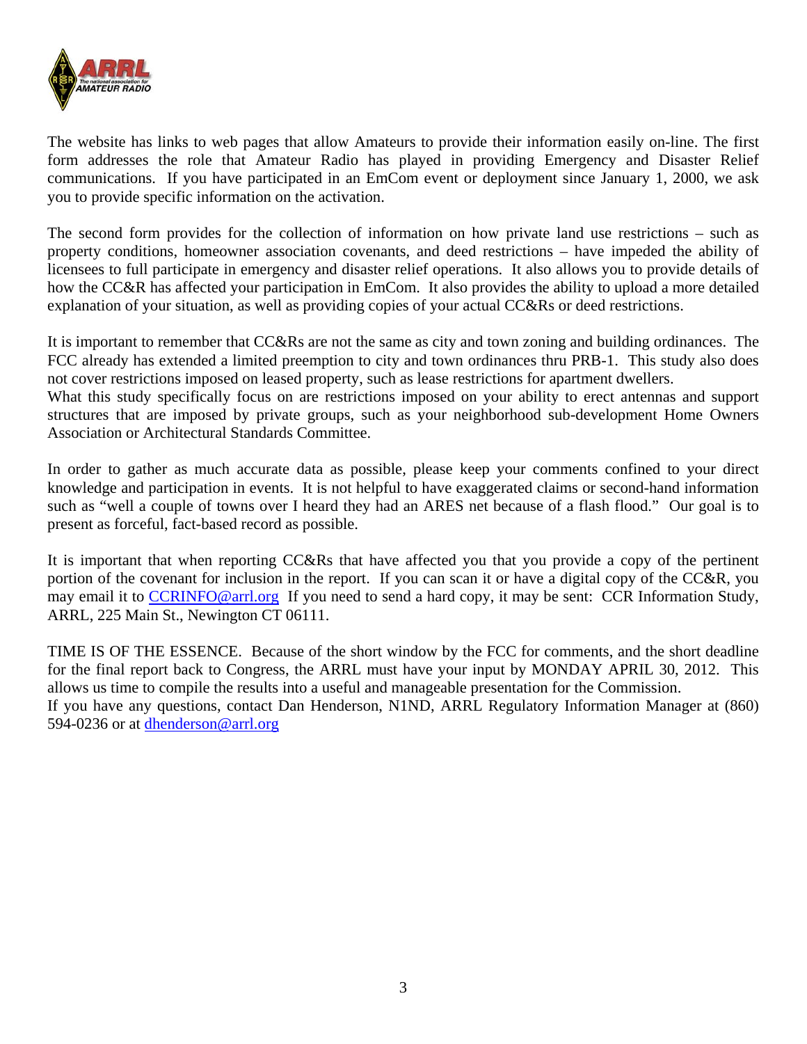The website has links to web pages that allow Amateurs to provide their information easily on-line. The first form addresses the role that Amateur Radio has played in providing Emergency and Disaster Relief communications. If you have participated in an EmCom event or deployment since January 1, 2000, we ask you to provide specific information on the activation.

The second form provides for the collection of information on how private land use restrictions – such as property conditions, homeowner association covenants, and deed restrictions – have impeded the ability of licensees to full participate in emergency and disaster relief operations. It also allows you to provide details of how the CC&R has affected your participation in EmCom. It also provides the ability to upload a more detailed explanation of your situation, as well as providing copies of your actual CC&Rs or deed restrictions.

It is important to remember that CC&Rs are not the same as city and town zoning and building ordinances. The FCC already has extended a limited preemption to city and town ordinances thru PRB-1. This study also does not cover restrictions imposed on leased property, such as lease restrictions for apartment dwellers.
What this study specifically focus on are restrictions imposed on your ability to erect antennas and support structures that are imposed by private groups, such as your neighborhood sub-development Home Owners Association or Architectural Standards Committee.

In order to gather as much accurate data as possible, please keep your comments confined to your direct knowledge and participation in events. It is not helpful to have exaggerated claims or second-hand information such as "well a couple of towns over I heard they had an ARES net because of a flash flood." Our goal is to present as forceful, fact-based record as possible.

It is important that when reporting CC&Rs that have affected you that you provide a copy of the pertinent portion of the covenant for inclusion in the report. If you can scan it or have a digital copy of the CC&R, you may email it to CCRINFO@arrl.org If you need to send a hard copy, it may be sent: CCR Information Study, ARRL, 225 Main St., Newington CT 06111.

TIME IS OF THE ESSENCE. Because of the short window by the FCC for comments, and the short deadline for the final report back to Congress, the ARRL must have your input by MONDAY APRIL 30, 2012. This allows us time to compile the results into a useful and manageable presentation for the Commission.
If you have any questions, contact Dan Henderson, N1ND, ARRL Regulatory Information Manager at (860) 594-0236 or at dhenderson@arrl.org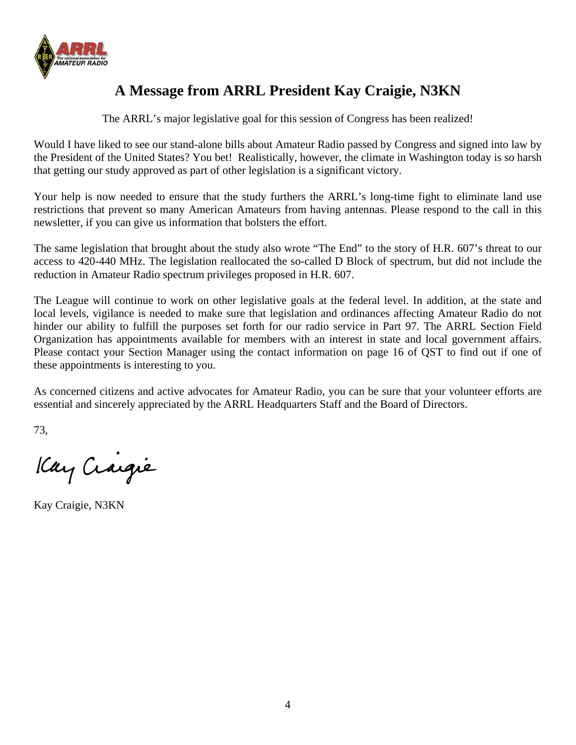# A Message from ARRL President Kay Craigie, N3KN

The ARRL's major legislative goal for this session of Congress has been realized!

Would I have liked to see our stand-alone bills about Amateur Radio passed by Congress and signed into law by the President of the United States? You bet! Realistically, however, the climate in Washington today is so harsh that getting our study approved as part of other legislation is a significant victory.

Your help is now needed to ensure that the study furthers the ARRL's long-time fight to eliminate land use restrictions that prevent so many American Amateurs from having antennas. Please respond to the call in this newsletter, if you can give us information that bolsters the effort.

The same legislation that brought about the study also wrote "The End" to the story of H.R. 607's threat to our access to 420-440 MHz. The legislation reallocated the so-called D Block of spectrum, but did not include the reduction in Amateur Radio spectrum privileges proposed in H.R. 607.

The League will continue to work on other legislative goals at the federal level. In addition, at the state and local levels, vigilance is needed to make sure that legislation and ordinances affecting Amateur Radio do not hinder our ability to fulfill the purposes set forth for our radio service in Part 97. The ARRL Section Field Organization has appointments available for members with an interest in state and local government affairs. Please contact your Section Manager using the contact information on page 16 of QST to find out if one of these appointments is interesting to you.

As concerned citizens and active advocates for Amateur Radio, you can be sure that your volunteer efforts are essential and sincerely appreciated by the ARRL Headquarters Staff and the Board of Directors.

73,

Kay Craigie

Kay Craigie, N3KN